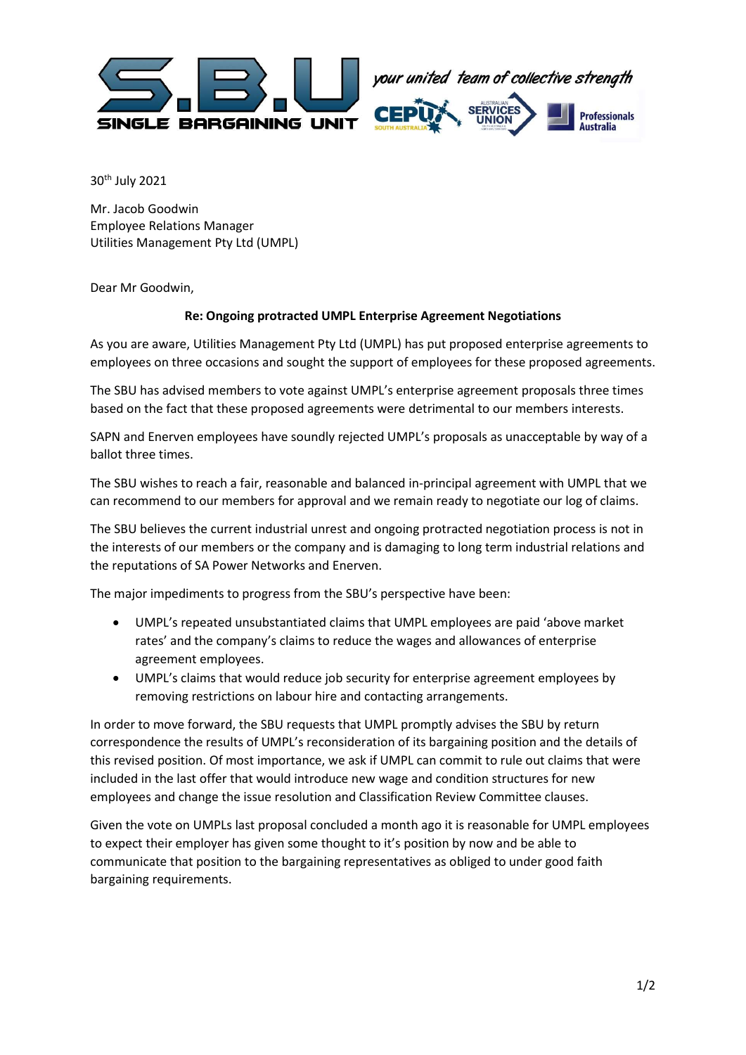**S.B.U SINGLE BARGAINING UNIT** *your united team of collective strength*

CEPU South Australia | Australian Services Union | Professionals Australia

30th July 2021

Mr. Jacob Goodwin
Employee Relations Manager
Utilities Management Pty Ltd (UMPL)

Dear Mr Goodwin,

**Re: Ongoing protracted UMPL Enterprise Agreement Negotiations**

As you are aware, Utilities Management Pty Ltd (UMPL) has put proposed enterprise agreements to employees on three occasions and sought the support of employees for these proposed agreements.

The SBU has advised members to vote against UMPL's enterprise agreement proposals three times based on the fact that these proposed agreements were detrimental to our members interests.

SAPN and Enerven employees have soundly rejected UMPL's proposals as unacceptable by way of a ballot three times.

The SBU wishes to reach a fair, reasonable and balanced in-principal agreement with UMPL that we can recommend to our members for approval and we remain ready to negotiate our log of claims.

The SBU believes the current industrial unrest and ongoing protracted negotiation process is not in the interests of our members or the company and is damaging to long term industrial relations and the reputations of SA Power Networks and Enerven.

The major impediments to progress from the SBU's perspective have been:

- UMPL's repeated unsubstantiated claims that UMPL employees are paid 'above market rates' and the company's claims to reduce the wages and allowances of enterprise agreement employees.
- UMPL's claims that would reduce job security for enterprise agreement employees by removing restrictions on labour hire and contacting arrangements.

In order to move forward, the SBU requests that UMPL promptly advises the SBU by return correspondence the results of UMPL's reconsideration of its bargaining position and the details of this revised position. Of most importance, we ask if UMPL can commit to rule out claims that were included in the last offer that would introduce new wage and condition structures for new employees and change the issue resolution and Classification Review Committee clauses.

Given the vote on UMPLs last proposal concluded a month ago it is reasonable for UMPL employees to expect their employer has given some thought to it's position by now and be able to communicate that position to the bargaining representatives as obliged to under good faith bargaining requirements.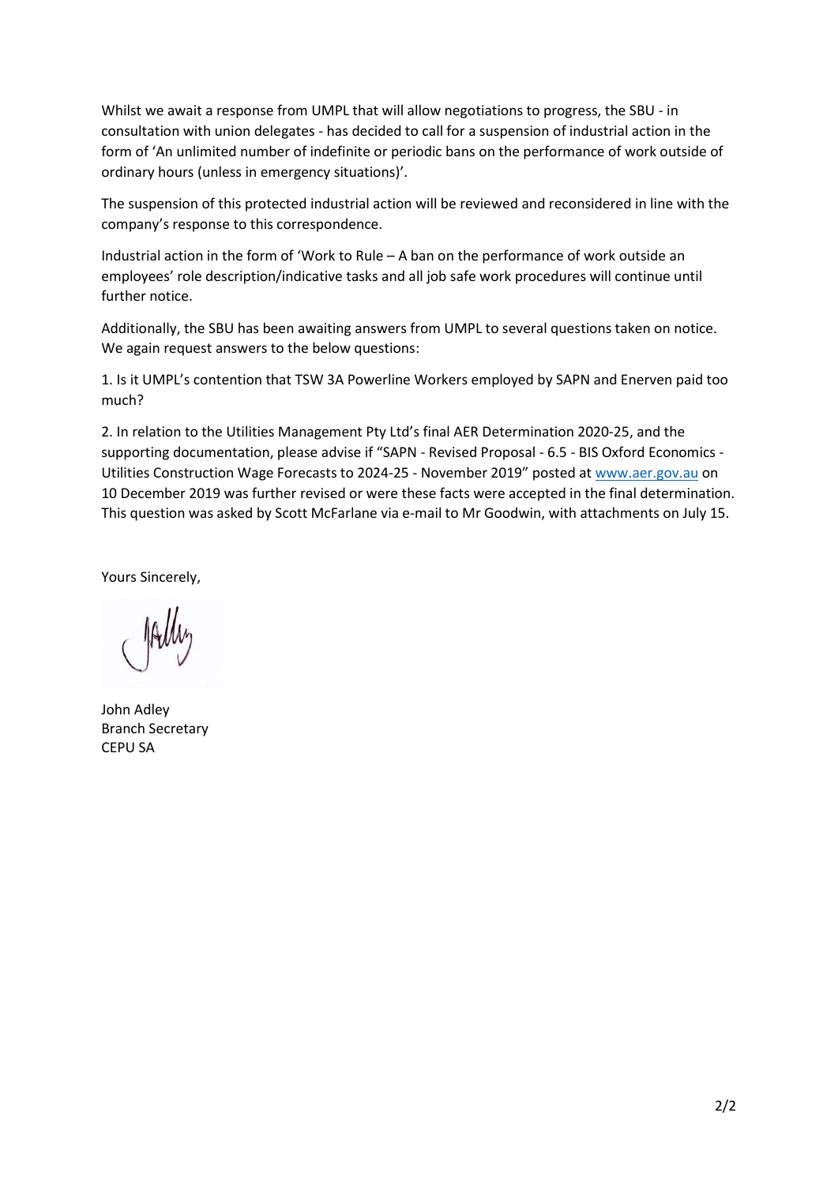Whilst we await a response from UMPL that will allow negotiations to progress, the SBU - in consultation with union delegates - has decided to call for a suspension of industrial action in the form of 'An unlimited number of indefinite or periodic bans on the performance of work outside of ordinary hours (unless in emergency situations)'.

The suspension of this protected industrial action will be reviewed and reconsidered in line with the company's response to this correspondence.

Industrial action in the form of 'Work to Rule – A ban on the performance of work outside an employees' role description/indicative tasks and all job safe work procedures will continue until further notice.

Additionally, the SBU has been awaiting answers from UMPL to several questions taken on notice. We again request answers to the below questions:

1. Is it UMPL's contention that TSW 3A Powerline Workers employed by SAPN and Enerven paid too much?

2. In relation to the Utilities Management Pty Ltd's final AER Determination 2020-25, and the supporting documentation, please advise if "SAPN - Revised Proposal - 6.5 - BIS Oxford Economics - Utilities Construction Wage Forecasts to 2024-25 - November 2019" posted at www.aer.gov.au on 10 December 2019 was further revised or were these facts were accepted in the final determination. This question was asked by Scott McFarlane via e-mail to Mr Goodwin, with attachments on July 15.

Yours Sincerely,

John Adley
Branch Secretary
CEPU SA